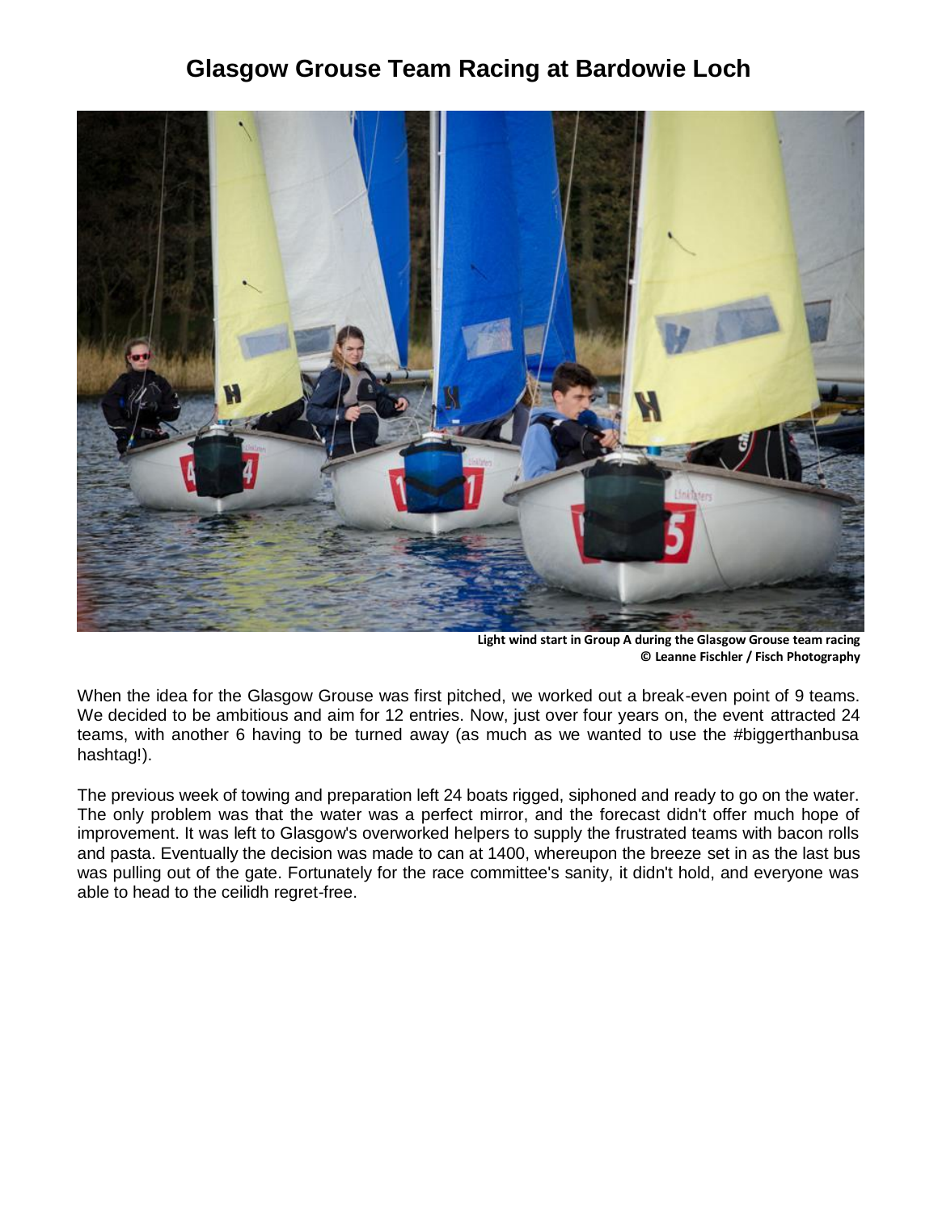# Glasgow Grouse Team Racing at Bardowie Loch

Light wind start in Group A during the Glasgow Grouse team racing
© Leanne Fischler / Fisch Photography

When the idea for the Glasgow Grouse was first pitched, we worked out a break-even point of 9 teams. We decided to be ambitious and aim for 12 entries. Now, just over four years on, the event attracted 24 teams, with another 6 having to be turned away (as much as we wanted to use the #biggerthanbusa hashtag!).

The previous week of towing and preparation left 24 boats rigged, siphoned and ready to go on the water. The only problem was that the water was a perfect mirror, and the forecast didn't offer much hope of improvement. It was left to Glasgow's overworked helpers to supply the frustrated teams with bacon rolls and pasta. Eventually the decision was made to can at 1400, whereupon the breeze set in as the last bus was pulling out of the gate. Fortunately for the race committee's sanity, it didn't hold, and everyone was able to head to the ceilidh regret-free.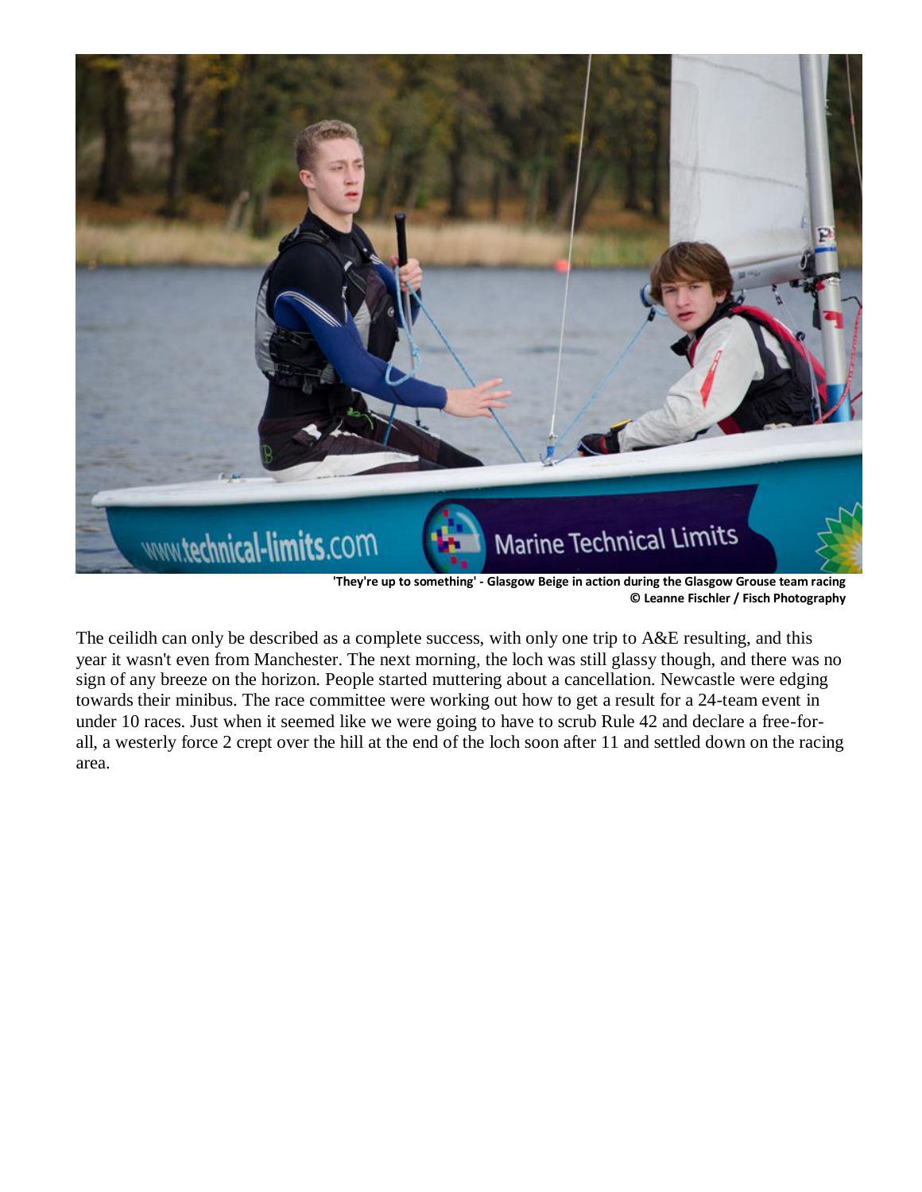'They're up to something' - Glasgow Beige in action during the Glasgow Grouse team racing
© Leanne Fischler / Fisch Photography

The ceilidh can only be described as a complete success, with only one trip to A&E resulting, and this year it wasn't even from Manchester. The next morning, the loch was still glassy though, and there was no sign of any breeze on the horizon. People started muttering about a cancellation. Newcastle were edging towards their minibus. The race committee were working out how to get a result for a 24-team event in under 10 races. Just when it seemed like we were going to have to scrub Rule 42 and declare a free-for-all, a westerly force 2 crept over the hill at the end of the loch soon after 11 and settled down on the racing area.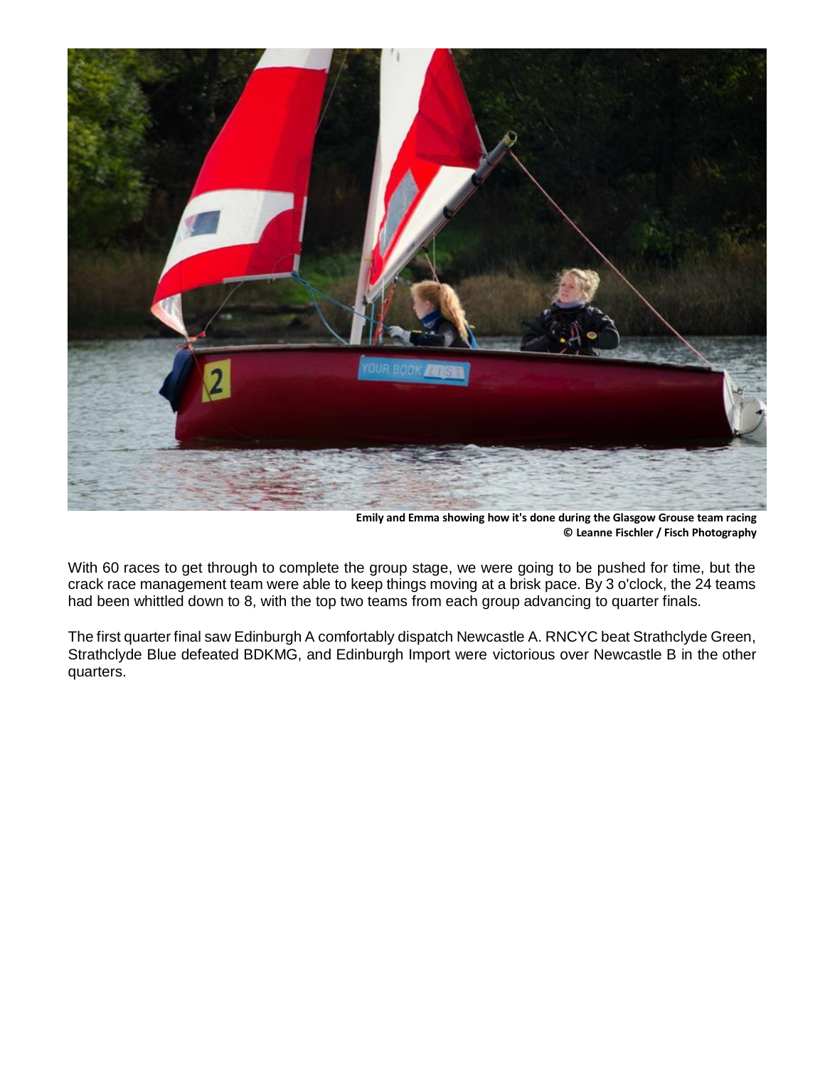**Emily and Emma showing how it's done during the Glasgow Grouse team racing**
**© Leanne Fischler / Fisch Photography**

With 60 races to get through to complete the group stage, we were going to be pushed for time, but the crack race management team were able to keep things moving at a brisk pace. By 3 o'clock, the 24 teams had been whittled down to 8, with the top two teams from each group advancing to quarter finals.

The first quarter final saw Edinburgh A comfortably dispatch Newcastle A. RNCYC beat Strathclyde Green, Strathclyde Blue defeated BDKMG, and Edinburgh Import were victorious over Newcastle B in the other quarters.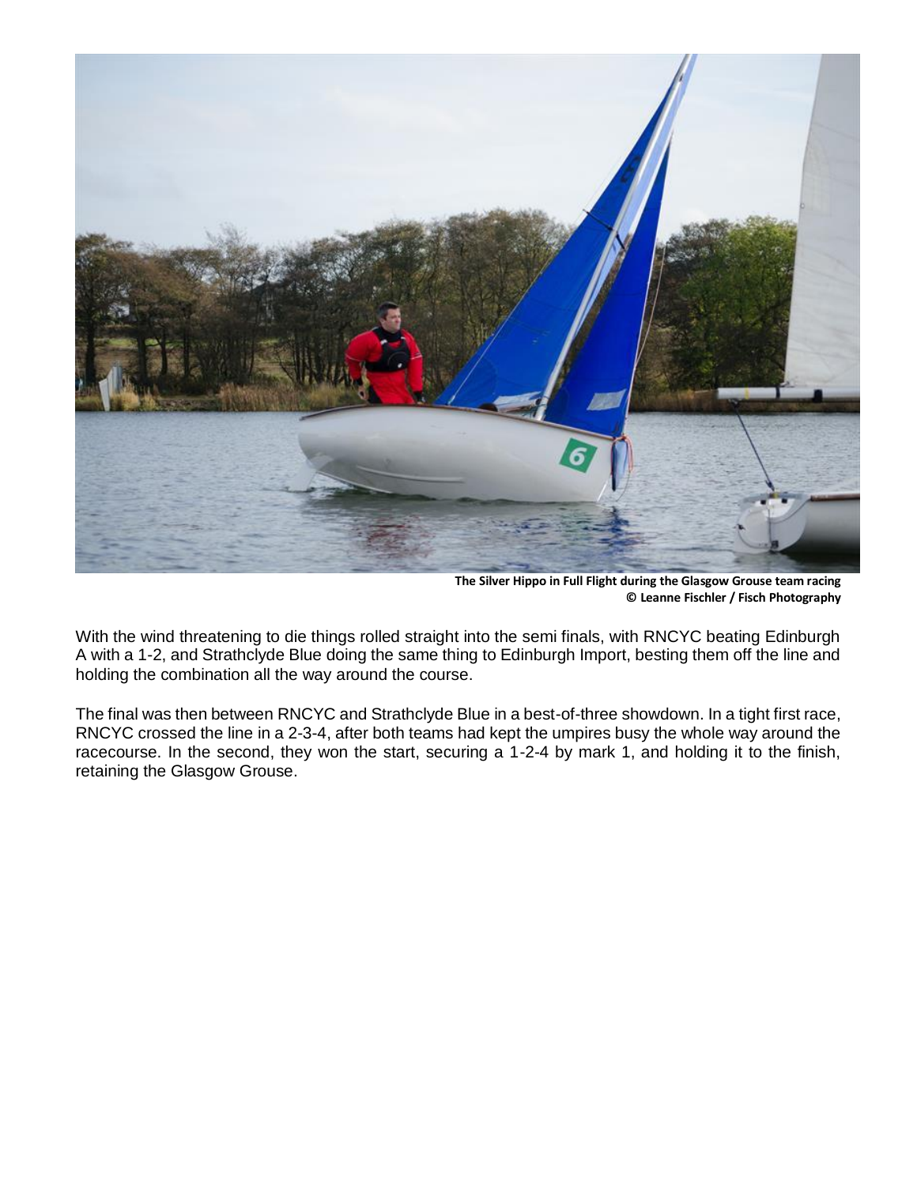**The Silver Hippo in Full Flight during the Glasgow Grouse team racing**
**© Leanne Fischler / Fisch Photography**

With the wind threatening to die things rolled straight into the semi finals, with RNCYC beating Edinburgh A with a 1-2, and Strathclyde Blue doing the same thing to Edinburgh Import, besting them off the line and holding the combination all the way around the course.

The final was then between RNCYC and Strathclyde Blue in a best-of-three showdown. In a tight first race, RNCYC crossed the line in a 2-3-4, after both teams had kept the umpires busy the whole way around the racecourse. In the second, they won the start, securing a 1-2-4 by mark 1, and holding it to the finish, retaining the Glasgow Grouse.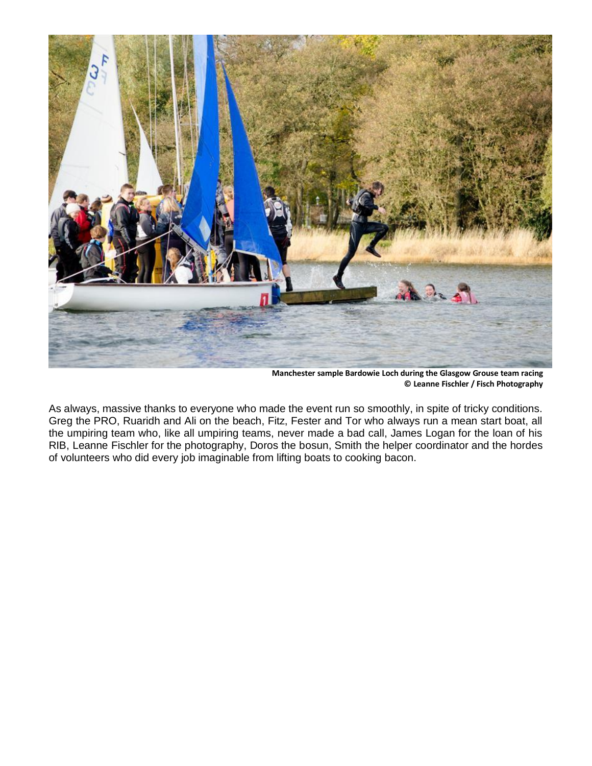**Manchester sample Bardowie Loch during the Glasgow Grouse team racing**
**© Leanne Fischler / Fisch Photography**

As always, massive thanks to everyone who made the event run so smoothly, in spite of tricky conditions. Greg the PRO, Ruaridh and Ali on the beach, Fitz, Fester and Tor who always run a mean start boat, all the umpiring team who, like all umpiring teams, never made a bad call, James Logan for the loan of his RIB, Leanne Fischler for the photography, Doros the bosun, Smith the helper coordinator and the hordes of volunteers who did every job imaginable from lifting boats to cooking bacon.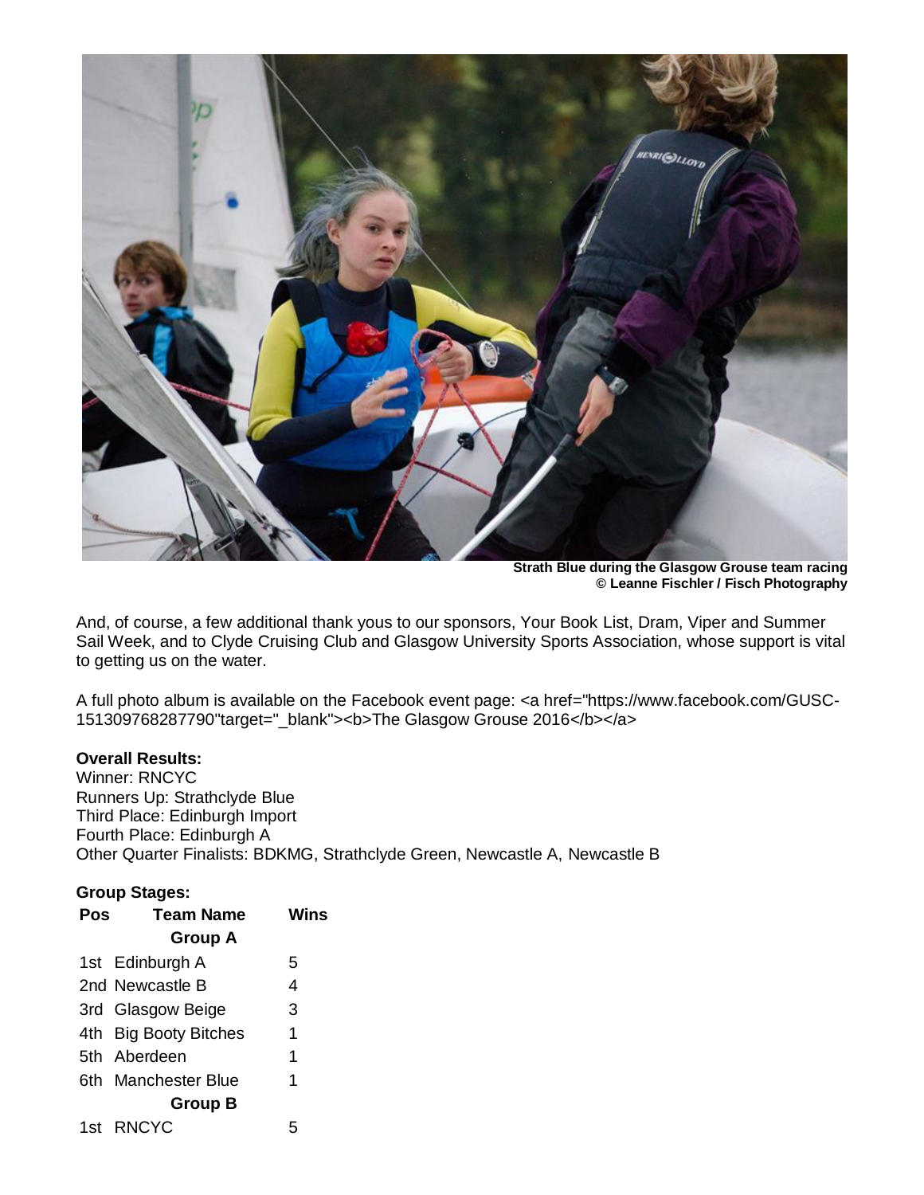Strath Blue during the Glasgow Grouse team racing
© Leanne Fischler / Fisch Photography

And, of course, a few additional thank yous to our sponsors, Your Book List, Dram, Viper and Summer Sail Week, and to Clyde Cruising Club and Glasgow University Sports Association, whose support is vital to getting us on the water.

A full photo album is available on the Facebook event page: <a href="https://www.facebook.com/GUSC-151309768287790"target="_blank"><b>The Glasgow Grouse 2016</b></a>

**Overall Results:**
Winner: RNCYC
Runners Up: Strathclyde Blue
Third Place: Edinburgh Import
Fourth Place: Edinburgh A
Other Quarter Finalists: BDKMG, Strathclyde Green, Newcastle A, Newcastle B

**Group Stages:**

| Pos | Team Name | Wins |
|---|---|---|
| | **Group A** | |
| 1st | Edinburgh A | 5 |
| 2nd | Newcastle B | 4 |
| 3rd | Glasgow Beige | 3 |
| 4th | Big Booty Bitches | 1 |
| 5th | Aberdeen | 1 |
| 6th | Manchester Blue | 1 |
| | **Group B** | |
| 1st | RNCYC | 5 |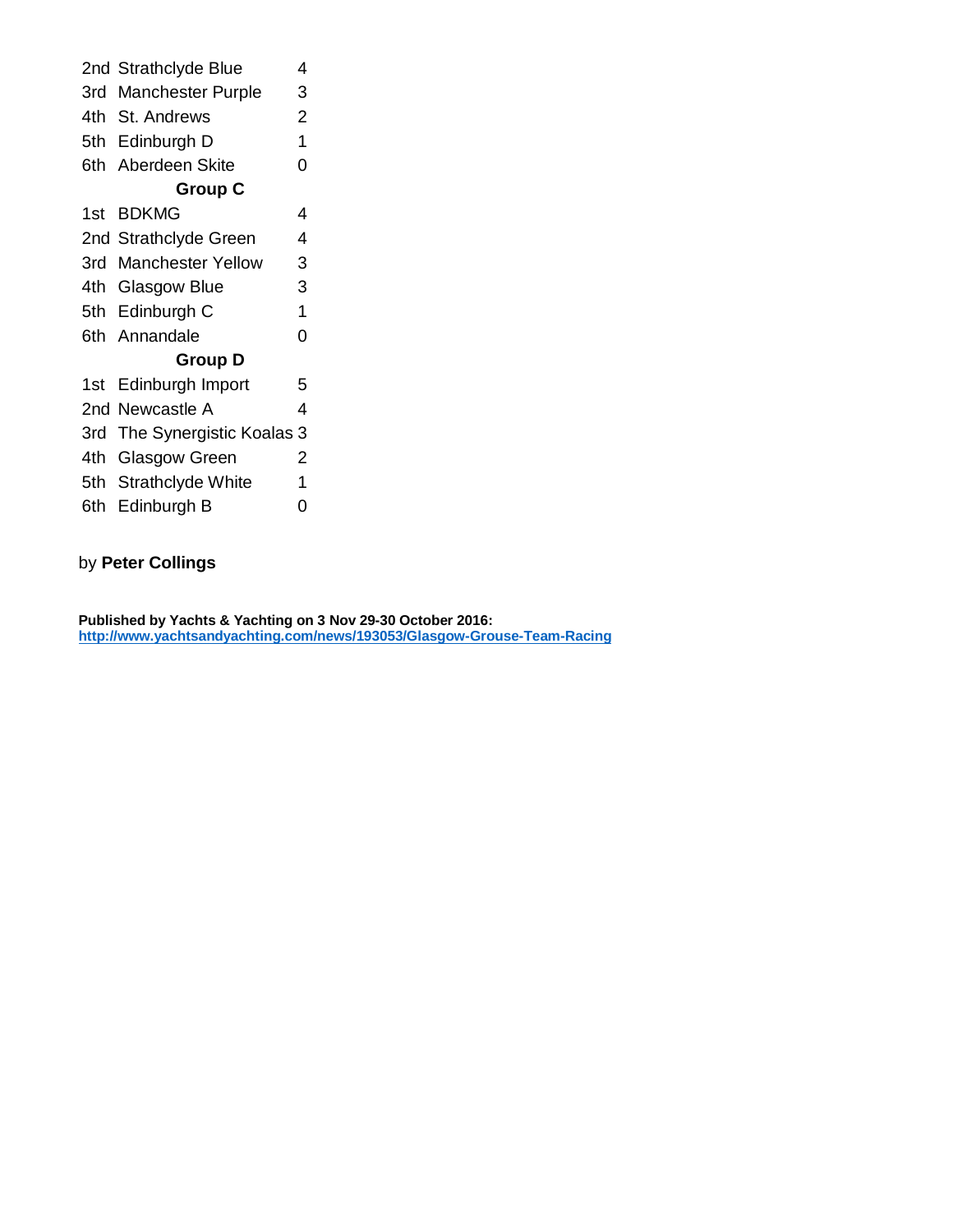| | | |
|---|---|---|
| 2nd | Strathclyde Blue | 4 |
| 3rd | Manchester Purple | 3 |
| 4th | St. Andrews | 2 |
| 5th | Edinburgh D | 1 |
| 6th | Aberdeen Skite | 0 |
| | **Group C** | |
| 1st | BDKMG | 4 |
| 2nd | Strathclyde Green | 4 |
| 3rd | Manchester Yellow | 3 |
| 4th | Glasgow Blue | 3 |
| 5th | Edinburgh C | 1 |
| 6th | Annandale | 0 |
| | **Group D** | |
| 1st | Edinburgh Import | 5 |
| 2nd | Newcastle A | 4 |
| 3rd | The Synergistic Koalas | 3 |
| 4th | Glasgow Green | 2 |
| 5th | Strathclyde White | 1 |
| 6th | Edinburgh B | 0 |

by **Peter Collings**

**Published by Yachts & Yachting on 3 Nov 29-30 October 2016:**
**http://www.yachtsandyachting.com/news/193053/Glasgow-Grouse-Team-Racing**